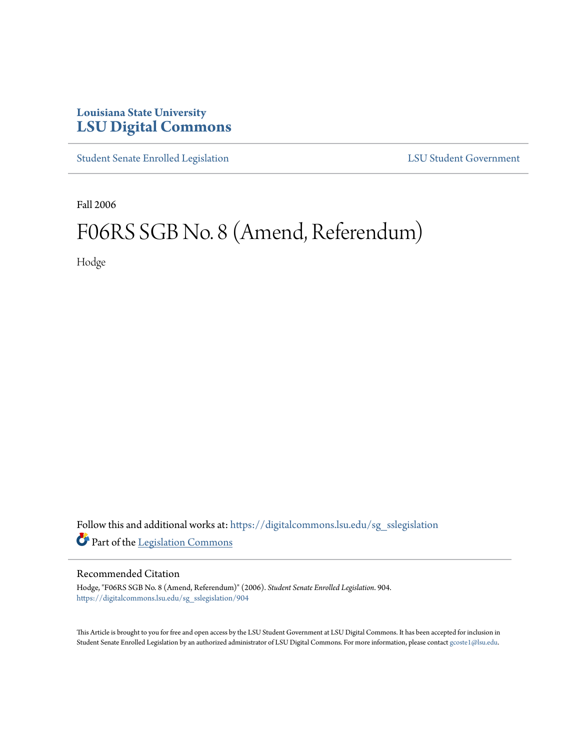Louisiana State University

# LSU Digital Commons

Student Senate Enrolled Legislation

LSU Student Government

Fall 2006

# F06RS SGB No. 8 (Amend, Referendum)

Hodge

Follow this and additional works at: https://digitalcommons.lsu.edu/sg_sslegislation

Part of the Legislation Commons

## Recommended Citation

Hodge, "F06RS SGB No. 8 (Amend, Referendum)" (2006). *Student Senate Enrolled Legislation*. 904.
https://digitalcommons.lsu.edu/sg_sslegislation/904

This Article is brought to you for free and open access by the LSU Student Government at LSU Digital Commons. It has been accepted for inclusion in Student Senate Enrolled Legislation by an authorized administrator of LSU Digital Commons. For more information, please contact gcoste1@lsu.edu.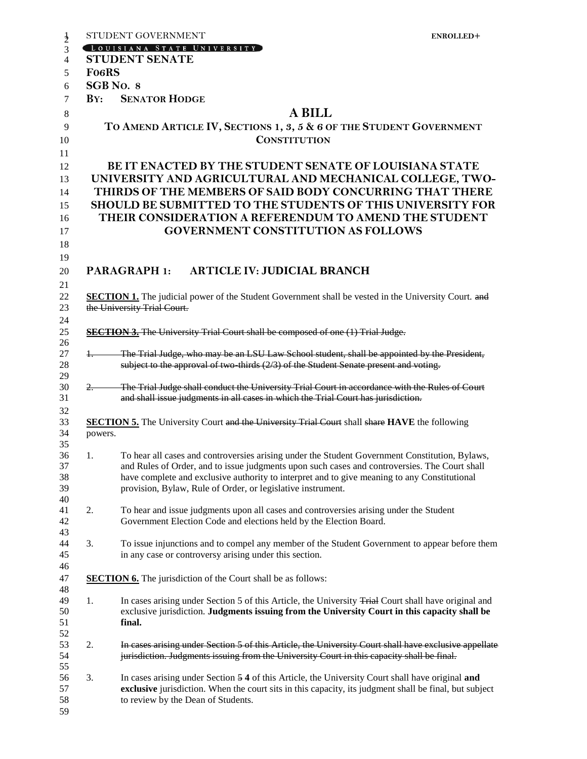STUDENT GOVERNMENT

LOUISIANA STATE UNIVERSITY

**STUDENT SENATE**

**F06RS**

**SGB NO. 8**

**BY: SENATOR HODGE**

# A BILL

## TO AMEND ARTICLE IV, SECTIONS 1, 3, 5 & 6 OF THE STUDENT GOVERNMENT CONSTITUTION

**BE IT ENACTED BY THE STUDENT SENATE OF LOUISIANA STATE UNIVERSITY AND AGRICULTURAL AND MECHANICAL COLLEGE, TWO-THIRDS OF THE MEMBERS OF SAID BODY CONCURRING THAT THERE SHOULD BE SUBMITTED TO THE STUDENTS OF THIS UNIVERSITY FOR THEIR CONSIDERATION A REFERENDUM TO AMEND THE STUDENT GOVERNMENT CONSTITUTION AS FOLLOWS**

## PARAGRAPH 1: ARTICLE IV: JUDICIAL BRANCH

**SECTION 1.** The judicial power of the Student Government shall be vested in the University Court. ~~and the University Trial Court.~~

~~**SECTION 3.** The University Trial Court shall be composed of one (1) Trial Judge.~~

~~1. The Trial Judge, who may be an LSU Law School student, shall be appointed by the President, subject to the approval of two-thirds (2/3) of the Student Senate present and voting.~~

~~2. The Trial Judge shall conduct the University Trial Court in accordance with the Rules of Court and shall issue judgments in all cases in which the Trial Court has jurisdiction.~~

**SECTION 5.** The University Court ~~and the University Trial Court~~ shall ~~share~~ **HAVE** the following powers.

1. To hear all cases and controversies arising under the Student Government Constitution, Bylaws, and Rules of Order, and to issue judgments upon such cases and controversies. The Court shall have complete and exclusive authority to interpret and to give meaning to any Constitutional provision, Bylaw, Rule of Order, or legislative instrument.

2. To hear and issue judgments upon all cases and controversies arising under the Student Government Election Code and elections held by the Election Board.

3. To issue injunctions and to compel any member of the Student Government to appear before them in any case or controversy arising under this section.

**SECTION 6.** The jurisdiction of the Court shall be as follows:

1. In cases arising under Section 5 of this Article, the University ~~Trial~~ Court shall have original and exclusive jurisdiction. **Judgments issuing from the University Court in this capacity shall be final.**

2. ~~In cases arising under Section 5 of this Article, the University Court shall have exclusive appellate jurisdiction. Judgments issuing from the University Court in this capacity shall be final.~~

3. In cases arising under Section ~~5~~ **4** of this Article, the University Court shall have original **and exclusive** jurisdiction. When the court sits in this capacity, its judgment shall be final, but subject to review by the Dean of Students.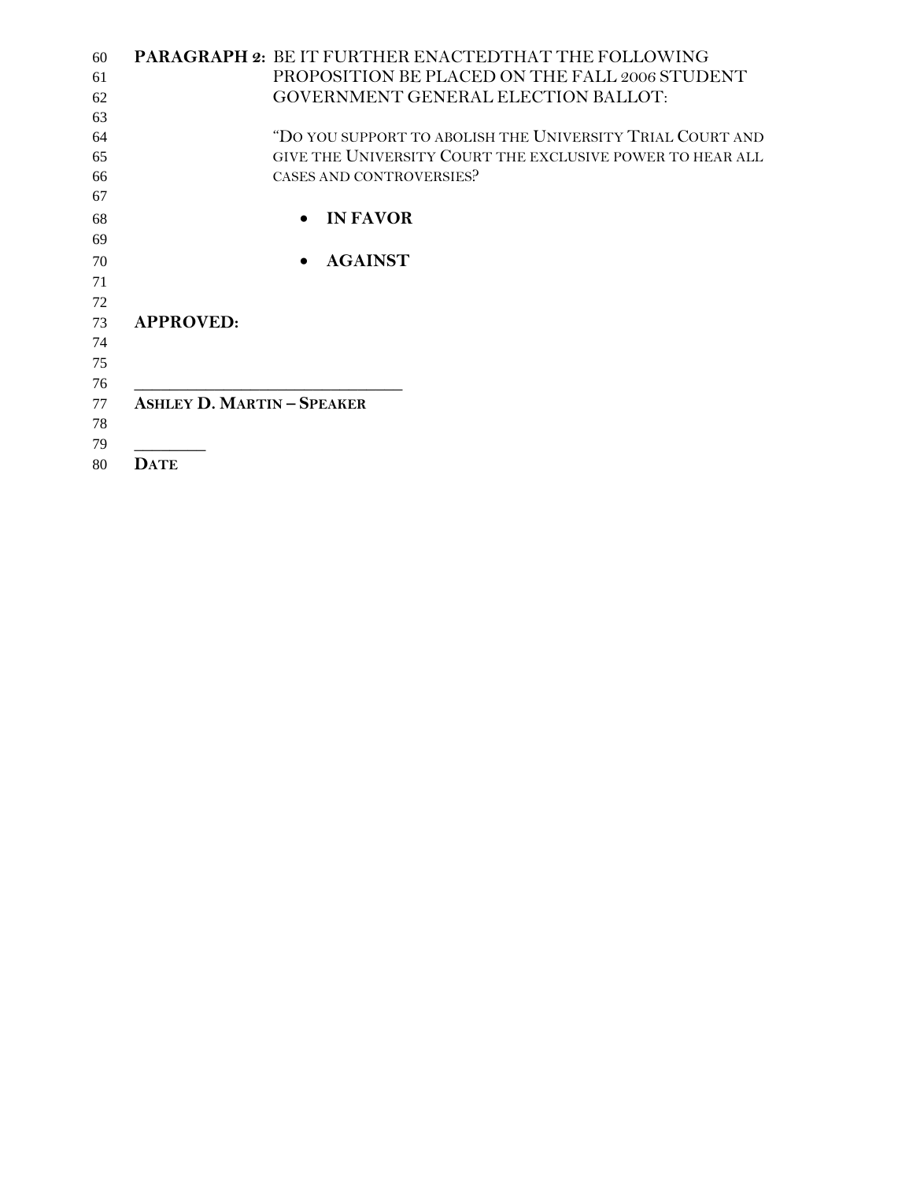**PARAGRAPH 2:** BE IT FURTHER ENACTEDTHAT THE FOLLOWING PROPOSITION BE PLACED ON THE FALL 2006 STUDENT GOVERNMENT GENERAL ELECTION BALLOT:

"DO YOU SUPPORT TO ABOLISH THE UNIVERSITY TRIAL COURT AND GIVE THE UNIVERSITY COURT THE EXCLUSIVE POWER TO HEAR ALL CASES AND CONTROVERSIES?

- **IN FAVOR**

- **AGAINST**

**APPROVED:**

______________________________

**ASHLEY D. MARTIN – SPEAKER**

________

**DATE**